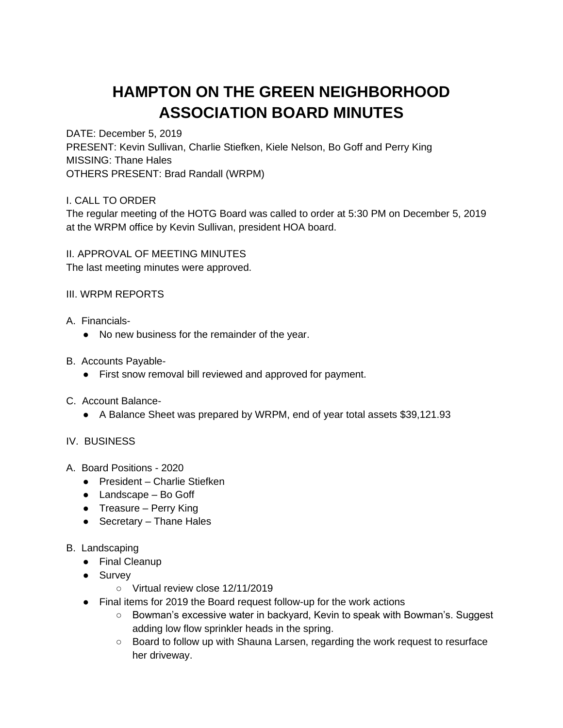# HAMPTON ON THE GREEN NEIGHBORHOOD ASSOCIATION BOARD MINUTES

DATE: December 5, 2019
PRESENT: Kevin Sullivan, Charlie Stiefken, Kiele Nelson, Bo Goff and Perry King
MISSING: Thane Hales
OTHERS PRESENT: Brad Randall (WRPM)

I. CALL TO ORDER
The regular meeting of the HOTG Board was called to order at 5:30 PM on December 5, 2019 at the WRPM office by Kevin Sullivan, president HOA board.

II. APPROVAL OF MEETING MINUTES
The last meeting minutes were approved.

III. WRPM REPORTS

A. Financials-
- No new business for the remainder of the year.

B. Accounts Payable-
- First snow removal bill reviewed and approved for payment.

C. Account Balance-
- A Balance Sheet was prepared by WRPM, end of year total assets $39,121.93

IV. BUSINESS

A. Board Positions - 2020
- President – Charlie Stiefken
- Landscape – Bo Goff
- Treasure – Perry King
- Secretary – Thane Hales

B. Landscaping
- Final Cleanup
- Survey
  - Virtual review close 12/11/2019
- Final items for 2019 the Board request follow-up for the work actions
  - Bowman's excessive water in backyard, Kevin to speak with Bowman's. Suggest adding low flow sprinkler heads in the spring.
  - Board to follow up with Shauna Larsen, regarding the work request to resurface her driveway.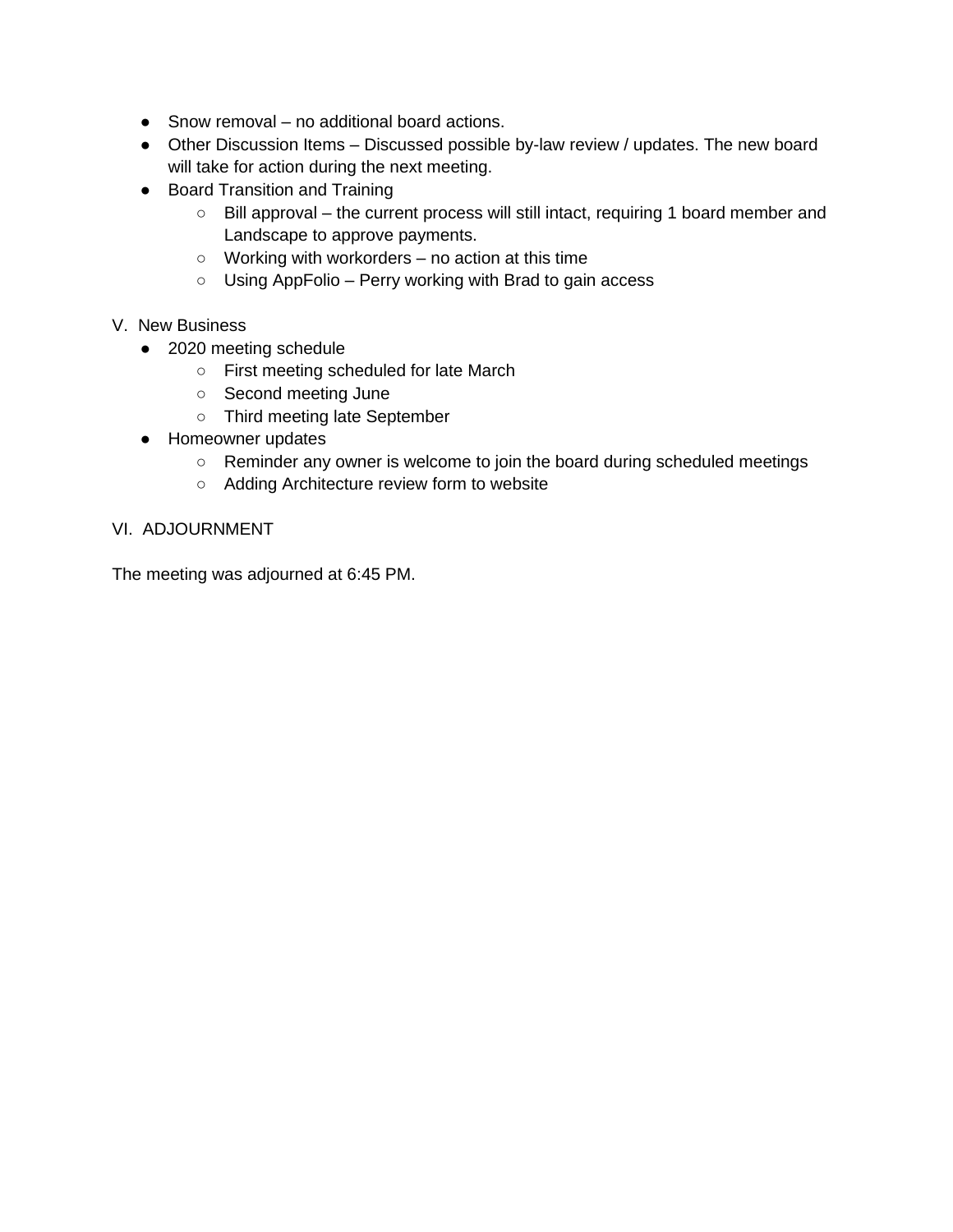- Snow removal – no additional board actions.
- Other Discussion Items – Discussed possible by-law review / updates. The new board will take for action during the next meeting.
- Board Transition and Training
  - Bill approval – the current process will still intact, requiring 1 board member and Landscape to approve payments.
  - Working with workorders – no action at this time
  - Using AppFolio – Perry working with Brad to gain access

V. New Business

- 2020 meeting schedule
  - First meeting scheduled for late March
  - Second meeting June
  - Third meeting late September
- Homeowner updates
  - Reminder any owner is welcome to join the board during scheduled meetings
  - Adding Architecture review form to website

VI. ADJOURNMENT

The meeting was adjourned at 6:45 PM.